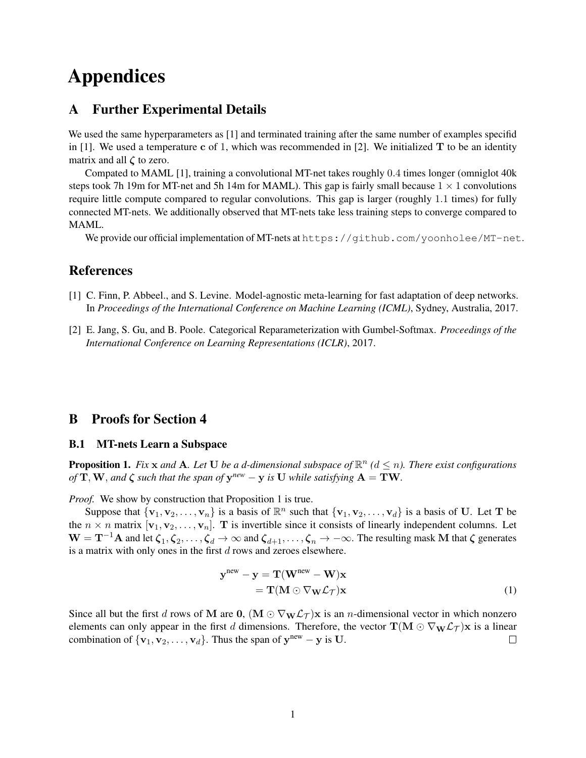# Appendices

## A Further Experimental Details

We used the same hyperparameters as [1] and terminated training after the same number of examples specifid in [1]. We used a temperature $\mathbf{c}$ of 1, which was recommended in [2]. We initialized $\mathbf{T}$ to be an identity matrix and all $\boldsymbol{\zeta}$ to zero.

Compated to MAML [1], training a convolutional MT-net takes roughly 0.4 times longer (omniglot 40k steps took 7h 19m for MT-net and 5h 14m for MAML). This gap is fairly small because $1 \times 1$ convolutions require little compute compared to regular convolutions. This gap is larger (roughly 1.1 times) for fully connected MT-nets. We additionally observed that MT-nets take less training steps to converge compared to MAML.

We provide our official implementation of MT-nets at `https://github.com/yoonholee/MT-net`.

## References

[1] C. Finn, P. Abbeel., and S. Levine. Model-agnostic meta-learning for fast adaptation of deep networks. In *Proceedings of the International Conference on Machine Learning (ICML)*, Sydney, Australia, 2017.

[2] E. Jang, S. Gu, and B. Poole. Categorical Reparameterization with Gumbel-Softmax. *Proceedings of the International Conference on Learning Representations (ICLR)*, 2017.

## B Proofs for Section 4

### B.1 MT-nets Learn a Subspace

**Proposition 1.** *Fix $\mathbf{x}$ and $\mathbf{A}$. Let $\mathbf{U}$ be a $d$-dimensional subspace of $\mathbb{R}^n$ ($d \leq n$). There exist configurations of $\mathbf{T}, \mathbf{W}$, and $\boldsymbol{\zeta}$ such that the span of $\mathbf{y}^{new} - \mathbf{y}$ is $\mathbf{U}$ while satisfying $\mathbf{A} = \mathbf{TW}$.*

*Proof.* We show by construction that Proposition 1 is true.

Suppose that $\{\mathbf{v}_1, \mathbf{v}_2, \ldots, \mathbf{v}_n\}$ is a basis of $\mathbb{R}^n$ such that $\{\mathbf{v}_1, \mathbf{v}_2, \ldots, \mathbf{v}_d\}$ is a basis of $\mathbf{U}$. Let $\mathbf{T}$ be the $n \times n$ matrix $[\mathbf{v}_1, \mathbf{v}_2, \ldots, \mathbf{v}_n]$. $\mathbf{T}$ is invertible since it consists of linearly independent columns. Let $\mathbf{W} = \mathbf{T}^{-1}\mathbf{A}$ and let $\boldsymbol{\zeta}_1, \boldsymbol{\zeta}_2, \ldots, \boldsymbol{\zeta}_d \to \infty$ and $\boldsymbol{\zeta}_{d+1}, \ldots, \boldsymbol{\zeta}_n \to -\infty$. The resulting mask $\mathbf{M}$ that $\boldsymbol{\zeta}$ generates is a matrix with only ones in the first $d$ rows and zeroes elsewhere.

$$\begin{aligned}
\mathbf{y}^{\text{new}} - \mathbf{y} &= \mathbf{T}(\mathbf{W}^{\text{new}} - \mathbf{W})\mathbf{x} \\
&= \mathbf{T}(\mathbf{M} \odot \nabla_{\mathbf{W}} \mathcal{L}_{\mathcal{T}})\mathbf{x} \qquad (1)
\end{aligned}$$

Since all but the first $d$ rows of $\mathbf{M}$ are $\mathbf{0}$, $(\mathbf{M} \odot \nabla_{\mathbf{W}} \mathcal{L}_{\mathcal{T}})\mathbf{x}$ is an $n$-dimensional vector in which nonzero elements can only appear in the first $d$ dimensions. Therefore, the vector $\mathbf{T}(\mathbf{M} \odot \nabla_{\mathbf{W}} \mathcal{L}_{\mathcal{T}})\mathbf{x}$ is a linear combination of $\{\mathbf{v}_1, \mathbf{v}_2, \ldots, \mathbf{v}_d\}$. Thus the span of $\mathbf{y}^{\text{new}} - \mathbf{y}$ is $\mathbf{U}$. $\square$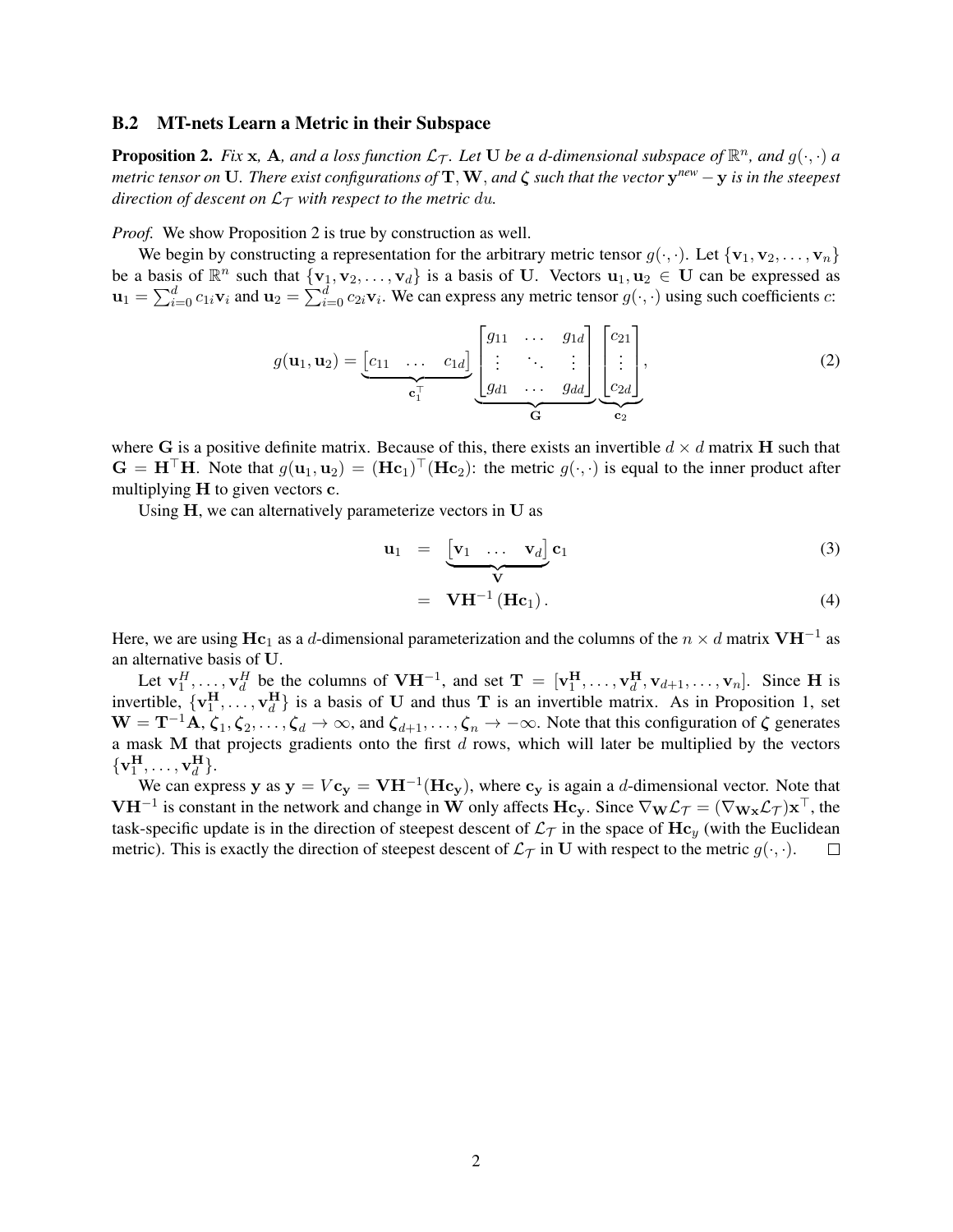### B.2 MT-nets Learn a Metric in their Subspace

**Proposition 2.** *Fix* $\mathbf{x}$, $\mathbf{A}$, *and a loss function* $\mathcal{L}_\mathcal{T}$. *Let* $\mathbf{U}$ *be a* $d$*-dimensional subspace of* $\mathbb{R}^n$, *and* $g(\cdot,\cdot)$ *a metric tensor on* $\mathbf{U}$. *There exist configurations of* $\mathbf{T}, \mathbf{W}$, *and* $\boldsymbol{\zeta}$ *such that the vector* $\mathbf{y}^{new} - \mathbf{y}$ *is in the steepest direction of descent on* $\mathcal{L}_\mathcal{T}$ *with respect to the metric* $du$.

*Proof.* We show Proposition 2 is true by construction as well.

We begin by constructing a representation for the arbitrary metric tensor $g(\cdot,\cdot)$. Let $\{\mathbf{v}_1, \mathbf{v}_2, \ldots, \mathbf{v}_n\}$ be a basis of $\mathbb{R}^n$ such that $\{\mathbf{v}_1, \mathbf{v}_2, \ldots, \mathbf{v}_d\}$ is a basis of $\mathbf{U}$. Vectors $\mathbf{u}_1, \mathbf{u}_2 \in \mathbf{U}$ can be expressed as $\mathbf{u}_1 = \sum_{i=0}^d c_{1i}\mathbf{v}_i$ and $\mathbf{u}_2 = \sum_{i=0}^d c_{2i}\mathbf{v}_i$. We can express any metric tensor $g(\cdot,\cdot)$ using such coefficients $c$:

$$
g(\mathbf{u}_1, \mathbf{u}_2) = \underbrace{\begin{bmatrix} c_{11} & \ldots & c_{1d} \end{bmatrix}}_{\mathbf{c}_1^\top} \underbrace{\begin{bmatrix} g_{11} & \ldots & g_{1d} \\ \vdots & \ddots & \vdots \\ g_{d1} & \ldots & g_{dd} \end{bmatrix}}_{\mathbf{G}} \underbrace{\begin{bmatrix} c_{21} \\ \vdots \\ c_{2d} \end{bmatrix}}_{\mathbf{c}_2}, \tag{2}
$$

where $\mathbf{G}$ is a positive definite matrix. Because of this, there exists an invertible $d \times d$ matrix $\mathbf{H}$ such that $\mathbf{G} = \mathbf{H}^\top\mathbf{H}$. Note that $g(\mathbf{u}_1, \mathbf{u}_2) = (\mathbf{H}\mathbf{c}_1)^\top(\mathbf{H}\mathbf{c}_2)$: the metric $g(\cdot,\cdot)$ is equal to the inner product after multiplying $\mathbf{H}$ to given vectors $\mathbf{c}$.

Using $\mathbf{H}$, we can alternatively parameterize vectors in $\mathbf{U}$ as

$$
\mathbf{u}_1 = \underbrace{\begin{bmatrix} \mathbf{v}_1 & \ldots & \mathbf{v}_d \end{bmatrix}}_{\mathbf{V}} \mathbf{c}_1 \tag{3}
$$

$$
= \mathbf{V}\mathbf{H}^{-1}(\mathbf{H}\mathbf{c}_1). \tag{4}
$$

Here, we are using $\mathbf{H}\mathbf{c}_1$ as a $d$-dimensional parameterization and the columns of the $n \times d$ matrix $\mathbf{V}\mathbf{H}^{-1}$ as an alternative basis of $\mathbf{U}$.

Let $\mathbf{v}_1^H, \ldots, \mathbf{v}_d^H$ be the columns of $\mathbf{V}\mathbf{H}^{-1}$, and set $\mathbf{T} = [\mathbf{v}_1^\mathbf{H}, \ldots, \mathbf{v}_d^\mathbf{H}, \mathbf{v}_{d+1}, \ldots, \mathbf{v}_n]$. Since $\mathbf{H}$ is invertible, $\{\mathbf{v}_1^\mathbf{H}, \ldots, \mathbf{v}_d^\mathbf{H}\}$ is a basis of $\mathbf{U}$ and thus $\mathbf{T}$ is an invertible matrix. As in Proposition 1, set $\mathbf{W} = \mathbf{T}^{-1}\mathbf{A}$, $\boldsymbol{\zeta}_1, \boldsymbol{\zeta}_2, \ldots, \boldsymbol{\zeta}_d \to \infty$, and $\boldsymbol{\zeta}_{d+1}, \ldots, \boldsymbol{\zeta}_n \to -\infty$. Note that this configuration of $\boldsymbol{\zeta}$ generates a mask $\mathbf{M}$ that projects gradients onto the first $d$ rows, which will later be multiplied by the vectors $\{\mathbf{v}_1^\mathbf{H}, \ldots, \mathbf{v}_d^\mathbf{H}\}$.

We can express $\mathbf{y}$ as $\mathbf{y} = V\mathbf{c}_\mathbf{y} = \mathbf{V}\mathbf{H}^{-1}(\mathbf{H}\mathbf{c}_\mathbf{y})$, where $\mathbf{c}_\mathbf{y}$ is again a $d$-dimensional vector. Note that $\mathbf{V}\mathbf{H}^{-1}$ is constant in the network and change in $\mathbf{W}$ only affects $\mathbf{H}\mathbf{c}_\mathbf{y}$. Since $\nabla_\mathbf{W}\mathcal{L}_\mathcal{T} = (\nabla_{\mathbf{W}\mathbf{x}}\mathcal{L}_\mathcal{T})\mathbf{x}^\top$, the task-specific update is in the direction of steepest descent of $\mathcal{L}_\mathcal{T}$ in the space of $\mathbf{H}\mathbf{c}_y$ (with the Euclidean metric). This is exactly the direction of steepest descent of $\mathcal{L}_\mathcal{T}$ in $\mathbf{U}$ with respect to the metric $g(\cdot,\cdot)$. $\square$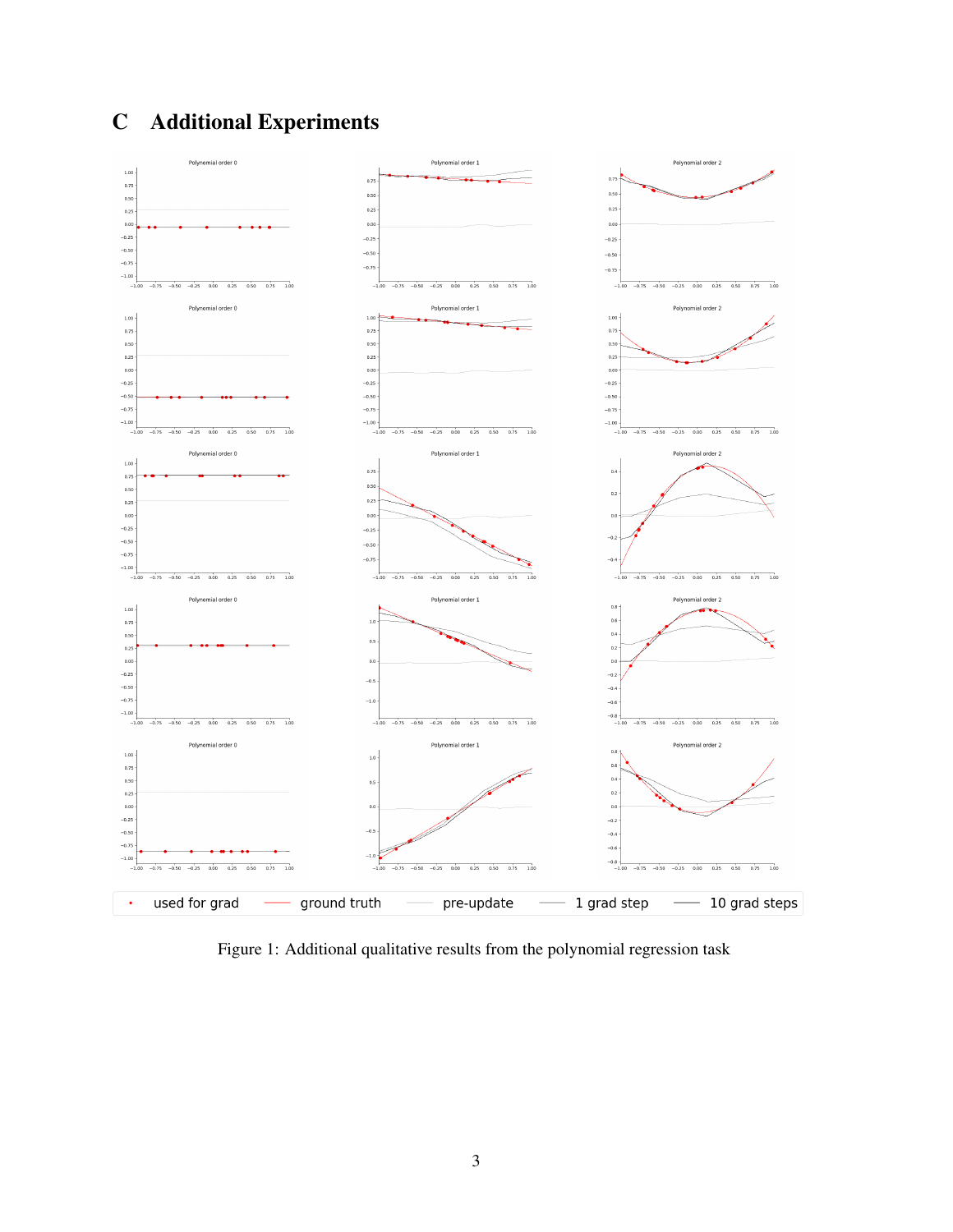# C Additional Experiments

Polynomial order 0

Polynomial order 1

Polynomial order 2

used for grad    ground truth    pre-update    1 grad step    10 grad steps

Figure 1: Additional qualitative results from the polynomial regression task